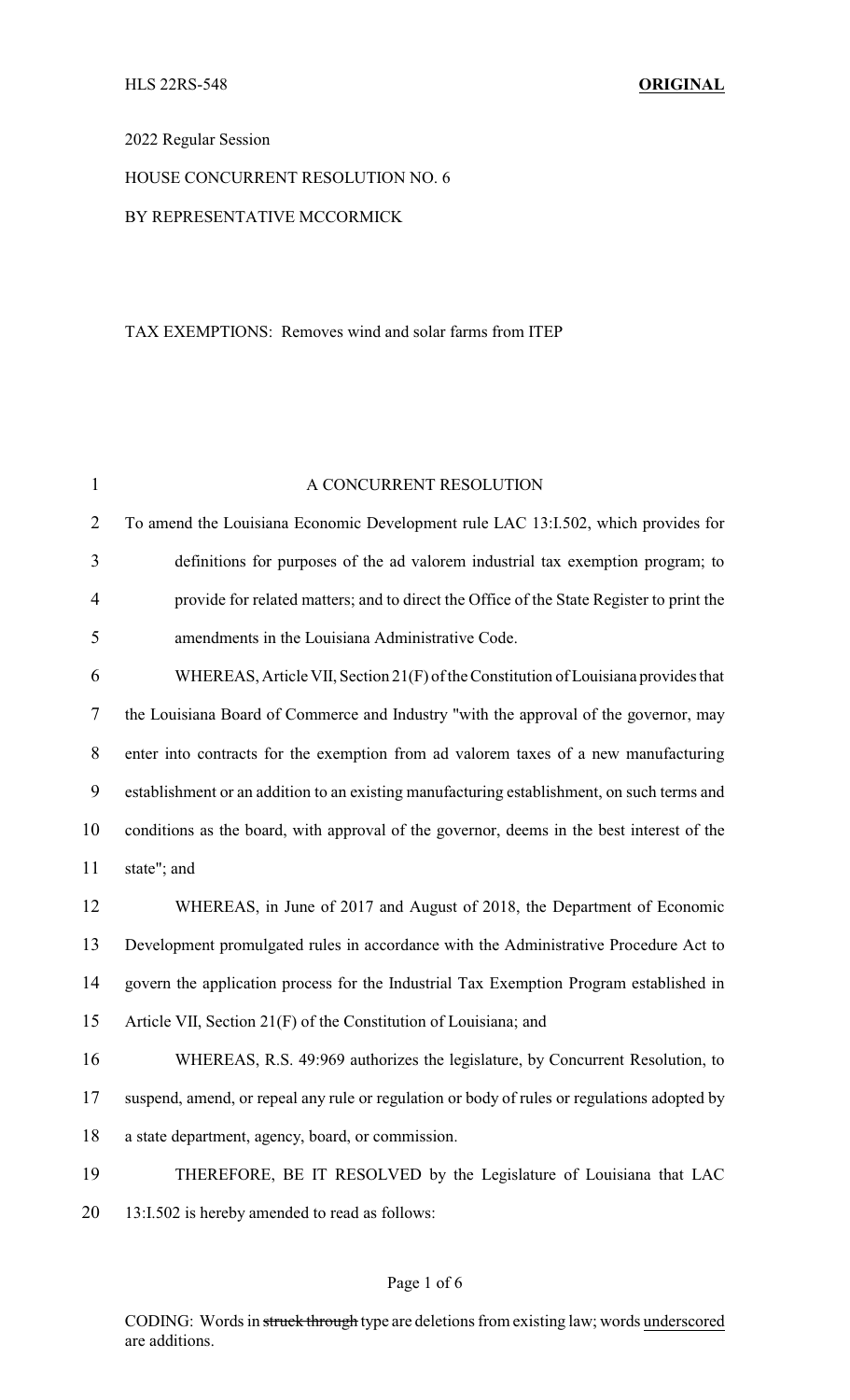HLS 22RS-548 **ORIGINAL**

2022 Regular Session

HOUSE CONCURRENT RESOLUTION NO. 6

BY REPRESENTATIVE MCCORMICK

TAX EXEMPTIONS: Removes wind and solar farms from ITEP

A CONCURRENT RESOLUTION

To amend the Louisiana Economic Development rule LAC 13:I.502, which provides for definitions for purposes of the ad valorem industrial tax exemption program; to provide for related matters; and to direct the Office of the State Register to print the amendments in the Louisiana Administrative Code.

WHEREAS, Article VII, Section 21(F) of the Constitution of Louisiana provides that the Louisiana Board of Commerce and Industry "with the approval of the governor, may enter into contracts for the exemption from ad valorem taxes of a new manufacturing establishment or an addition to an existing manufacturing establishment, on such terms and conditions as the board, with approval of the governor, deems in the best interest of the state"; and

WHEREAS, in June of 2017 and August of 2018, the Department of Economic Development promulgated rules in accordance with the Administrative Procedure Act to govern the application process for the Industrial Tax Exemption Program established in Article VII, Section 21(F) of the Constitution of Louisiana; and

WHEREAS, R.S. 49:969 authorizes the legislature, by Concurrent Resolution, to suspend, amend, or repeal any rule or regulation or body of rules or regulations adopted by a state department, agency, board, or commission.

THEREFORE, BE IT RESOLVED by the Legislature of Louisiana that LAC 13:I.502 is hereby amended to read as follows:

CODING: Words in ~~struck through~~ type are deletions from existing law; words underscored are additions.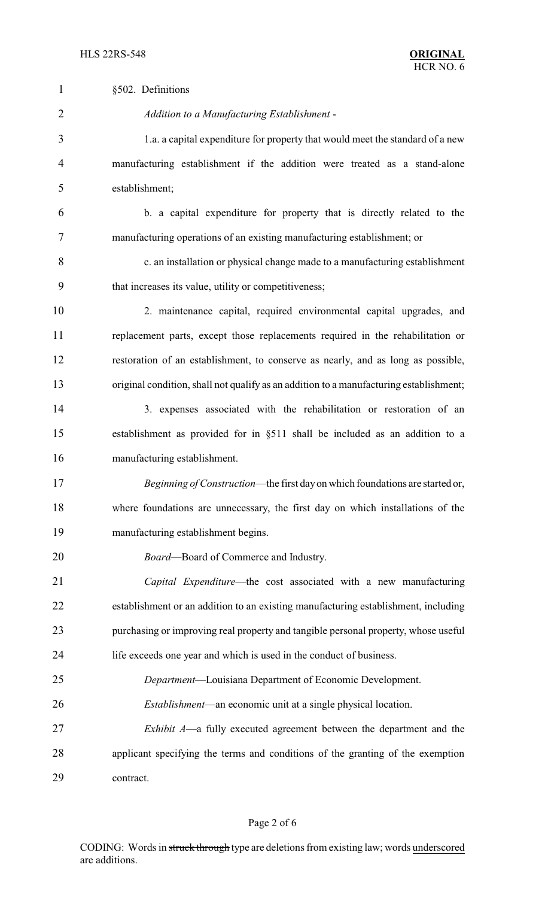§502. Definitions

*Addition to a Manufacturing Establishment* -

1.a. a capital expenditure for property that would meet the standard of a new manufacturing establishment if the addition were treated as a stand-alone establishment;

b. a capital expenditure for property that is directly related to the manufacturing operations of an existing manufacturing establishment; or

c. an installation or physical change made to a manufacturing establishment that increases its value, utility or competitiveness;

2. maintenance capital, required environmental capital upgrades, and replacement parts, except those replacements required in the rehabilitation or restoration of an establishment, to conserve as nearly, and as long as possible, original condition, shall not qualify as an addition to a manufacturing establishment;

3. expenses associated with the rehabilitation or restoration of an establishment as provided for in §511 shall be included as an addition to a manufacturing establishment.

*Beginning of Construction*—the first day on which foundations are started or, where foundations are unnecessary, the first day on which installations of the manufacturing establishment begins.

*Board*—Board of Commerce and Industry.

*Capital Expenditure*—the cost associated with a new manufacturing establishment or an addition to an existing manufacturing establishment, including purchasing or improving real property and tangible personal property, whose useful life exceeds one year and which is used in the conduct of business.

*Department*—Louisiana Department of Economic Development.

*Establishment*—an economic unit at a single physical location.

*Exhibit A*—a fully executed agreement between the department and the applicant specifying the terms and conditions of the granting of the exemption contract.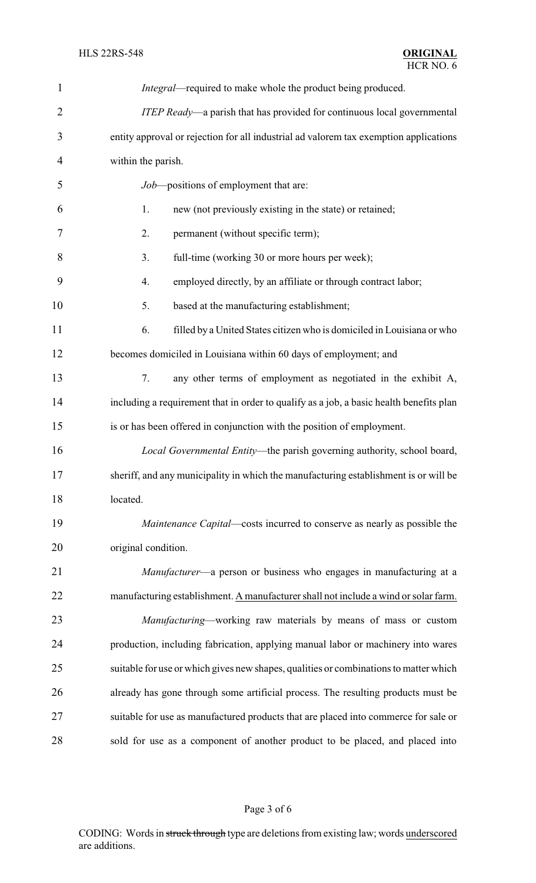*Integral*—required to make whole the product being produced.

*ITEP Ready*—a parish that has provided for continuous local governmental entity approval or rejection for all industrial ad valorem tax exemption applications within the parish.

*Job*—positions of employment that are:

1. new (not previously existing in the state) or retained;
2. permanent (without specific term);
3. full-time (working 30 or more hours per week);
4. employed directly, by an affiliate or through contract labor;
5. based at the manufacturing establishment;
6. filled by a United States citizen who is domiciled in Louisiana or who becomes domiciled in Louisiana within 60 days of employment; and
7. any other terms of employment as negotiated in the exhibit A, including a requirement that in order to qualify as a job, a basic health benefits plan is or has been offered in conjunction with the position of employment.

*Local Governmental Entity*—the parish governing authority, school board, sheriff, and any municipality in which the manufacturing establishment is or will be located.

*Maintenance Capital*—costs incurred to conserve as nearly as possible the original condition.

*Manufacturer*—a person or business who engages in manufacturing at a manufacturing establishment. <u>A manufacturer shall not include a wind or solar farm.</u>

*Manufacturing*—working raw materials by means of mass or custom production, including fabrication, applying manual labor or machinery into wares suitable for use or which gives new shapes, qualities or combinations to matter which already has gone through some artificial process. The resulting products must be suitable for use as manufactured products that are placed into commerce for sale or sold for use as a component of another product to be placed, and placed into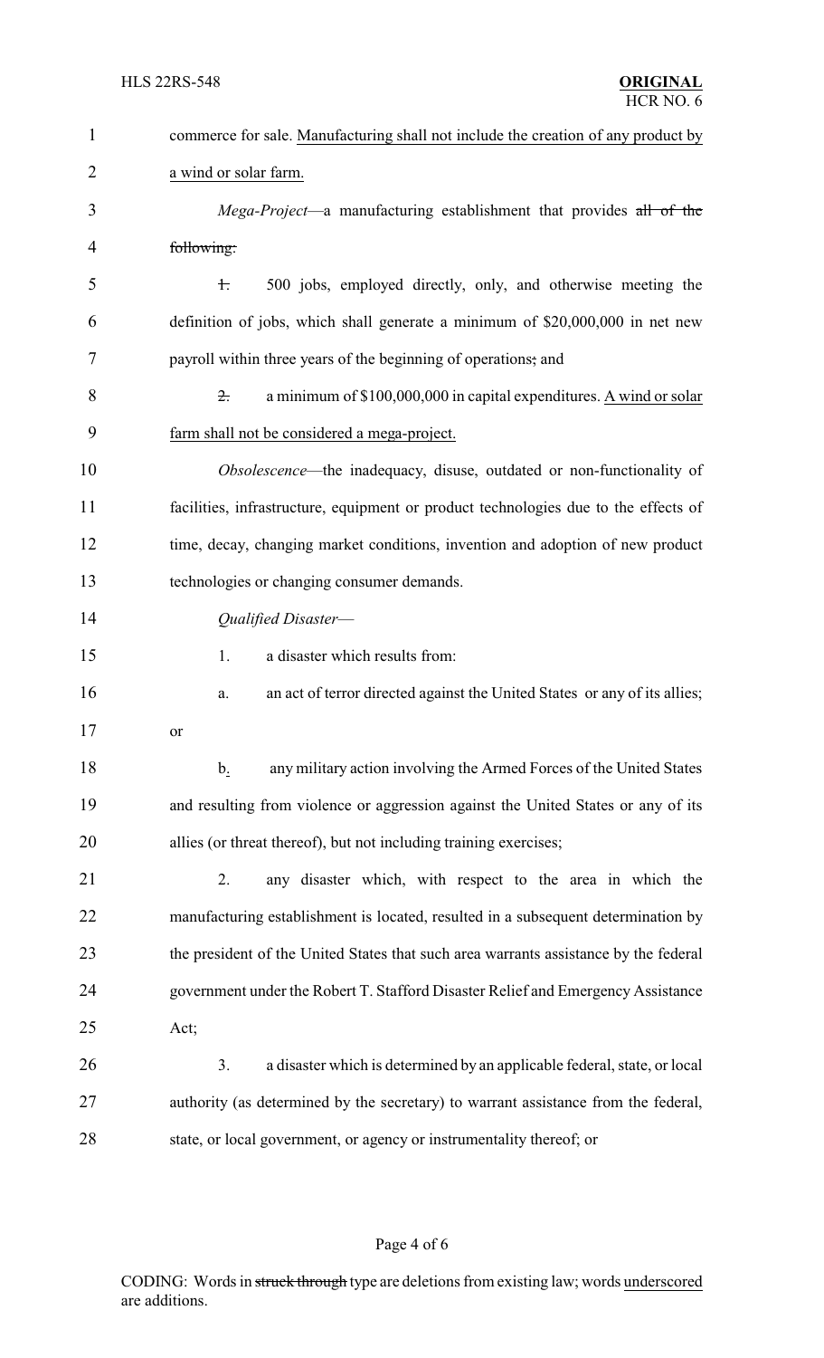commerce for sale. <u>Manufacturing shall not include the creation of any product by a wind or solar farm.</u>

*Mega-Project*—a manufacturing establishment that provides ~~all of the following:~~

~~1.~~ 500 jobs, employed directly, only, and otherwise meeting the definition of jobs, which shall generate a minimum of $20,000,000 in net new payroll within three years of the beginning of operations~~;~~ and

~~2.~~ a minimum of $100,000,000 in capital expenditures. <u>A wind or solar farm shall not be considered a mega-project.</u>

*Obsolescence*—the inadequacy, disuse, outdated or non-functionality of facilities, infrastructure, equipment or product technologies due to the effects of time, decay, changing market conditions, invention and adoption of new product technologies or changing consumer demands.

*Qualified Disaster*—

1. a disaster which results from:

a. an act of terror directed against the United States or any of its allies; or

b<u>.</u> any military action involving the Armed Forces of the United States and resulting from violence or aggression against the United States or any of its allies (or threat thereof), but not including training exercises;

2. any disaster which, with respect to the area in which the manufacturing establishment is located, resulted in a subsequent determination by the president of the United States that such area warrants assistance by the federal government under the Robert T. Stafford Disaster Relief and Emergency Assistance Act;

3. a disaster which is determined by an applicable federal, state, or local authority (as determined by the secretary) to warrant assistance from the federal, state, or local government, or agency or instrumentality thereof; or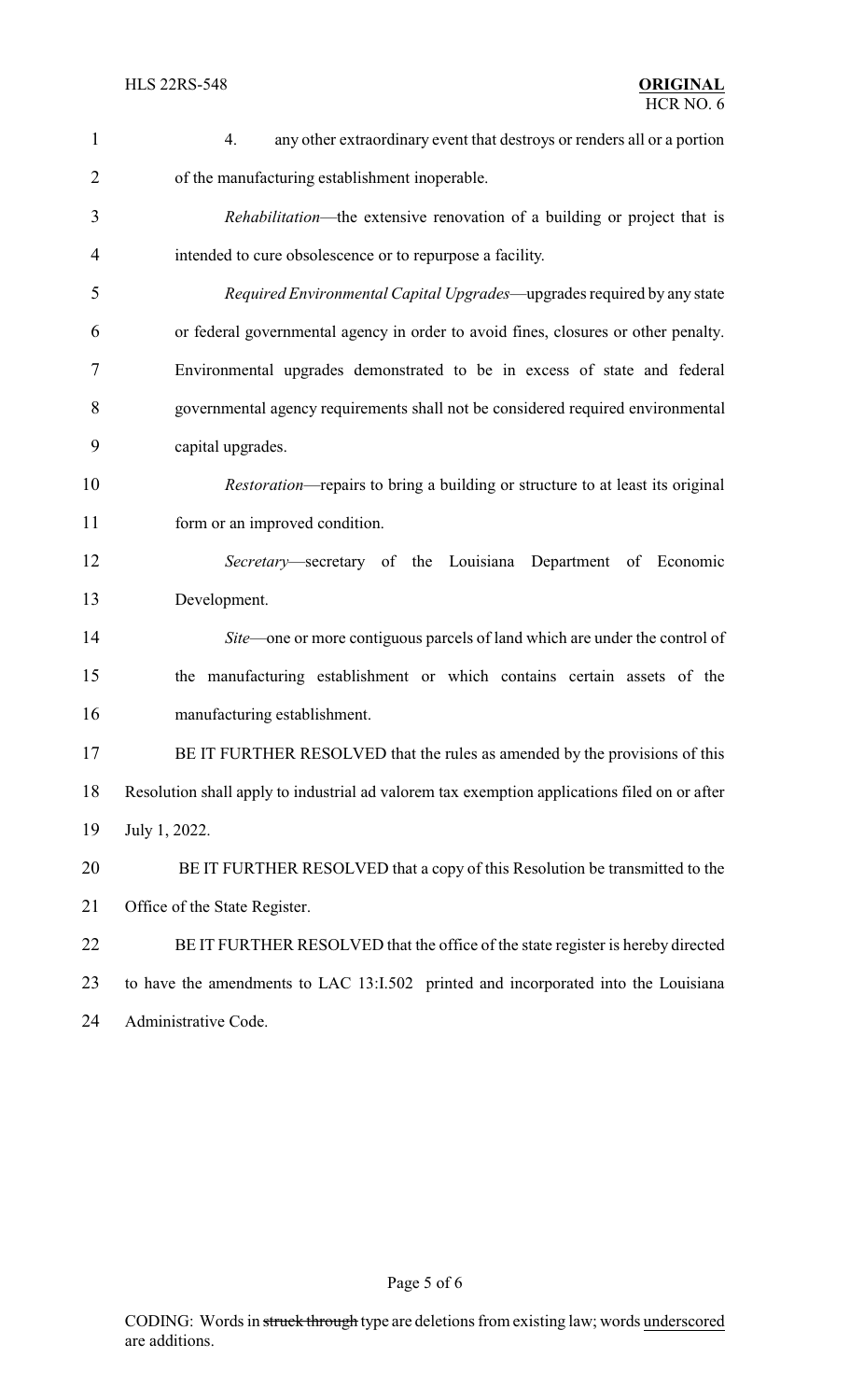4. any other extraordinary event that destroys or renders all or a portion of the manufacturing establishment inoperable.

*Rehabilitation*—the extensive renovation of a building or project that is intended to cure obsolescence or to repurpose a facility.

*Required Environmental Capital Upgrades*—upgrades required by any state or federal governmental agency in order to avoid fines, closures or other penalty. Environmental upgrades demonstrated to be in excess of state and federal governmental agency requirements shall not be considered required environmental capital upgrades.

*Restoration*—repairs to bring a building or structure to at least its original form or an improved condition.

*Secretary*—secretary of the Louisiana Department of Economic Development.

*Site*—one or more contiguous parcels of land which are under the control of the manufacturing establishment or which contains certain assets of the manufacturing establishment.

BE IT FURTHER RESOLVED that the rules as amended by the provisions of this Resolution shall apply to industrial ad valorem tax exemption applications filed on or after July 1, 2022.

BE IT FURTHER RESOLVED that a copy of this Resolution be transmitted to the Office of the State Register.

BE IT FURTHER RESOLVED that the office of the state register is hereby directed to have the amendments to LAC 13:I.502 printed and incorporated into the Louisiana Administrative Code.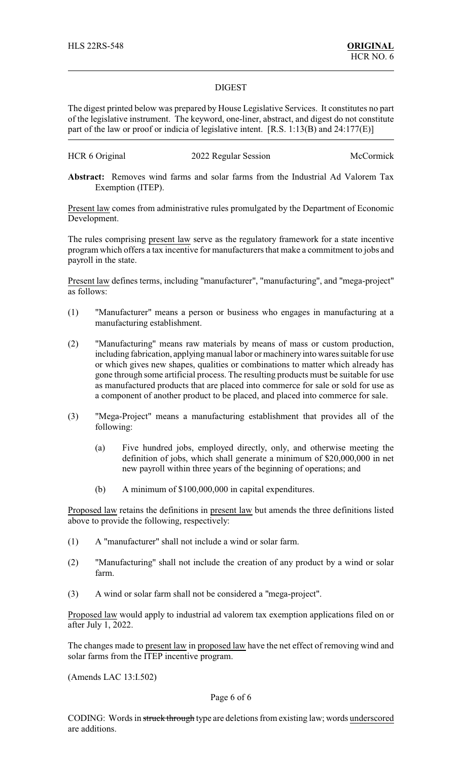HLS 22RS-548 **ORIGINAL**
HCR NO. 6

## DIGEST

The digest printed below was prepared by House Legislative Services. It constitutes no part of the legislative instrument. The keyword, one-liner, abstract, and digest do not constitute part of the law or proof or indicia of legislative intent. [R.S. 1:13(B) and 24:177(E)]

HCR 6 Original 2022 Regular Session McCormick

**Abstract:** Removes wind farms and solar farms from the Industrial Ad Valorem Tax Exemption (ITEP).

Present law comes from administrative rules promulgated by the Department of Economic Development.

The rules comprising present law serve as the regulatory framework for a state incentive program which offers a tax incentive for manufacturers that make a commitment to jobs and payroll in the state.

Present law defines terms, including "manufacturer", "manufacturing", and "mega-project" as follows:

(1) "Manufacturer" means a person or business who engages in manufacturing at a manufacturing establishment.

(2) "Manufacturing" means raw materials by means of mass or custom production, including fabrication, applying manual labor or machinery into wares suitable for use or which gives new shapes, qualities or combinations to matter which already has gone through some artificial process. The resulting products must be suitable for use as manufactured products that are placed into commerce for sale or sold for use as a component of another product to be placed, and placed into commerce for sale.

(3) "Mega-Project" means a manufacturing establishment that provides all of the following:

(a) Five hundred jobs, employed directly, only, and otherwise meeting the definition of jobs, which shall generate a minimum of $20,000,000 in net new payroll within three years of the beginning of operations; and

(b) A minimum of $100,000,000 in capital expenditures.

Proposed law retains the definitions in present law but amends the three definitions listed above to provide the following, respectively:

(1) A "manufacturer" shall not include a wind or solar farm.

(2) "Manufacturing" shall not include the creation of any product by a wind or solar farm.

(3) A wind or solar farm shall not be considered a "mega-project".

Proposed law would apply to industrial ad valorem tax exemption applications filed on or after July 1, 2022.

The changes made to present law in proposed law have the net effect of removing wind and solar farms from the ITEP incentive program.

(Amends LAC 13:I.502)

CODING: Words in ~~struck through~~ type are deletions from existing law; words underscored are additions.